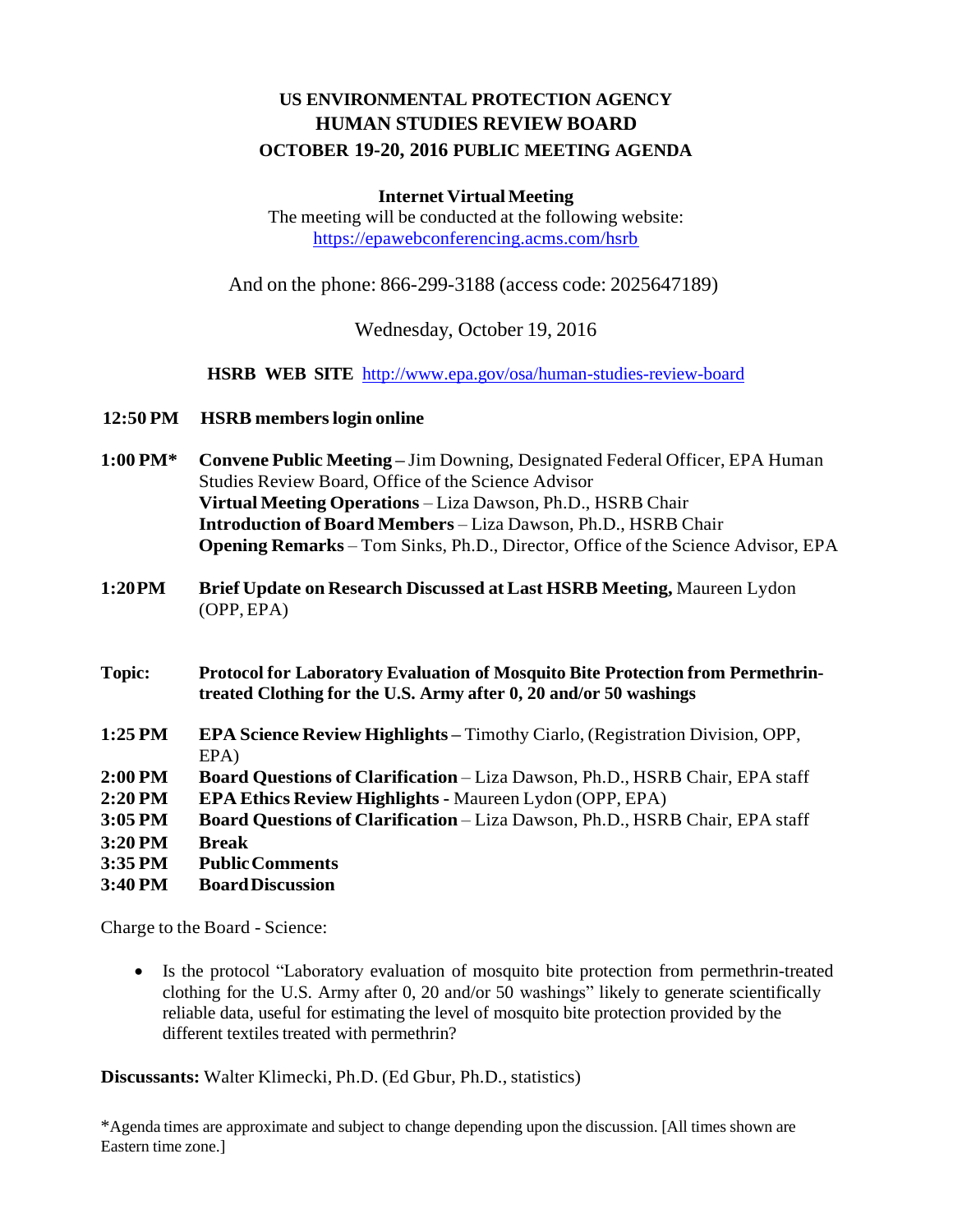# US ENVIRONMENTAL PROTECTION AGENCY
# HUMAN STUDIES REVIEW BOARD
## OCTOBER 19-20, 2016 PUBLIC MEETING AGENDA

**Internet Virtual Meeting**

The meeting will be conducted at the following website:
https://epawebconferencing.acms.com/hsrb

And on the phone: 866-299-3188 (access code: 2025647189)

Wednesday, October 19, 2016

**HSRB WEB SITE** http://www.epa.gov/osa/human-studies-review-board

**12:50 PM** **HSRB members login online**

**1:00 PM*** **Convene Public Meeting –** Jim Downing, Designated Federal Officer, EPA Human Studies Review Board, Office of the Science Advisor
**Virtual Meeting Operations** – Liza Dawson, Ph.D., HSRB Chair
**Introduction of Board Members** – Liza Dawson, Ph.D., HSRB Chair
**Opening Remarks** – Tom Sinks, Ph.D., Director, Office of the Science Advisor, EPA

**1:20 PM** **Brief Update on Research Discussed at Last HSRB Meeting,** Maureen Lydon (OPP, EPA)

**Topic:** **Protocol for Laboratory Evaluation of Mosquito Bite Protection from Permethrin-treated Clothing for the U.S. Army after 0, 20 and/or 50 washings**

**1:25 PM** **EPA Science Review Highlights –** Timothy Ciarlo, (Registration Division, OPP, EPA)
**2:00 PM** **Board Questions of Clarification** – Liza Dawson, Ph.D., HSRB Chair, EPA staff
**2:20 PM** **EPA Ethics Review Highlights** - Maureen Lydon (OPP, EPA)
**3:05 PM** **Board Questions of Clarification** – Liza Dawson, Ph.D., HSRB Chair, EPA staff
**3:20 PM** **Break**
**3:35 PM** **Public Comments**
**3:40 PM** **Board Discussion**

Charge to the Board - Science:

- Is the protocol "Laboratory evaluation of mosquito bite protection from permethrin-treated clothing for the U.S. Army after 0, 20 and/or 50 washings" likely to generate scientifically reliable data, useful for estimating the level of mosquito bite protection provided by the different textiles treated with permethrin?

**Discussants:** Walter Klimecki, Ph.D. (Ed Gbur, Ph.D., statistics)

*Agenda times are approximate and subject to change depending upon the discussion. [All times shown are Eastern time zone.]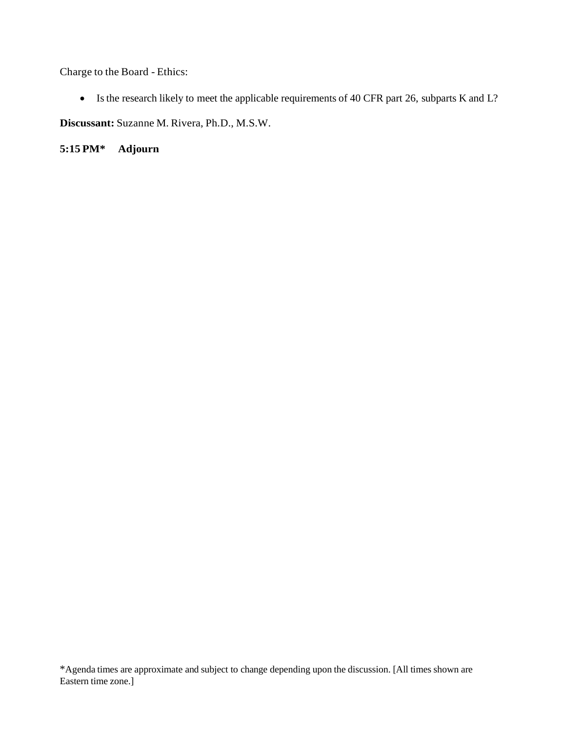Charge to the Board - Ethics:

- Is the research likely to meet the applicable requirements of 40 CFR part 26, subparts K and L?

**Discussant:** Suzanne M. Rivera, Ph.D., M.S.W.

**5:15 PM*     Adjourn**

*Agenda times are approximate and subject to change depending upon the discussion. [All times shown are Eastern time zone.]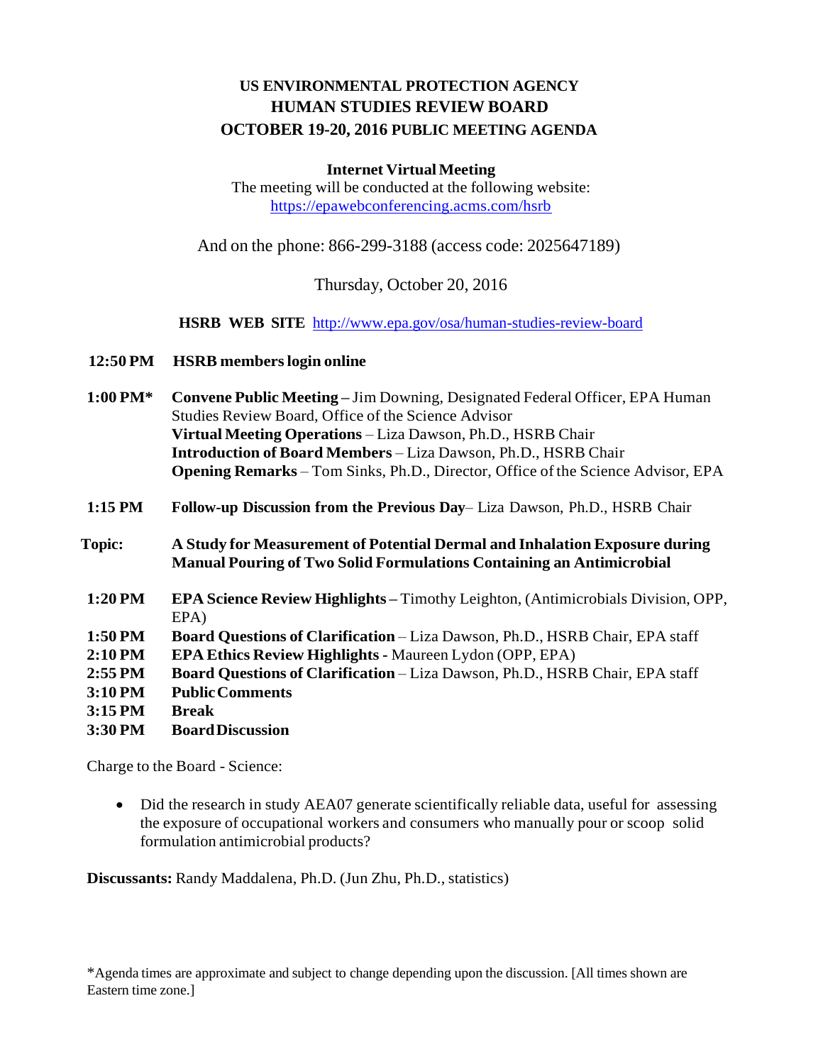# US ENVIRONMENTAL PROTECTION AGENCY
# HUMAN STUDIES REVIEW BOARD
# OCTOBER 19-20, 2016 PUBLIC MEETING AGENDA

**Internet Virtual Meeting**

The meeting will be conducted at the following website:
https://epawebconferencing.acms.com/hsrb

And on the phone: 866-299-3188 (access code: 2025647189)

Thursday, October 20, 2016

**HSRB WEB SITE** http://www.epa.gov/osa/human-studies-review-board

**12:50 PM** **HSRB members login online**

**1:00 PM*** **Convene Public Meeting –** Jim Downing, Designated Federal Officer, EPA Human Studies Review Board, Office of the Science Advisor
**Virtual Meeting Operations** – Liza Dawson, Ph.D., HSRB Chair
**Introduction of Board Members** – Liza Dawson, Ph.D., HSRB Chair
**Opening Remarks** – Tom Sinks, Ph.D., Director, Office of the Science Advisor, EPA

**1:15 PM** **Follow-up Discussion from the Previous Day**– Liza Dawson, Ph.D., HSRB Chair

**Topic:** **A Study for Measurement of Potential Dermal and Inhalation Exposure during Manual Pouring of Two Solid Formulations Containing an Antimicrobial**

**1:20 PM** **EPA Science Review Highlights –** Timothy Leighton, (Antimicrobials Division, OPP, EPA)
**1:50 PM** **Board Questions of Clarification** – Liza Dawson, Ph.D., HSRB Chair, EPA staff
**2:10 PM** **EPA Ethics Review Highlights** - Maureen Lydon (OPP, EPA)
**2:55 PM** **Board Questions of Clarification** – Liza Dawson, Ph.D., HSRB Chair, EPA staff
**3:10 PM** **Public Comments**
**3:15 PM** **Break**
**3:30 PM** **Board Discussion**

Charge to the Board - Science:

- Did the research in study AEA07 generate scientifically reliable data, useful for assessing the exposure of occupational workers and consumers who manually pour or scoop solid formulation antimicrobial products?

**Discussants:** Randy Maddalena, Ph.D. (Jun Zhu, Ph.D., statistics)

*Agenda times are approximate and subject to change depending upon the discussion. [All times shown are Eastern time zone.]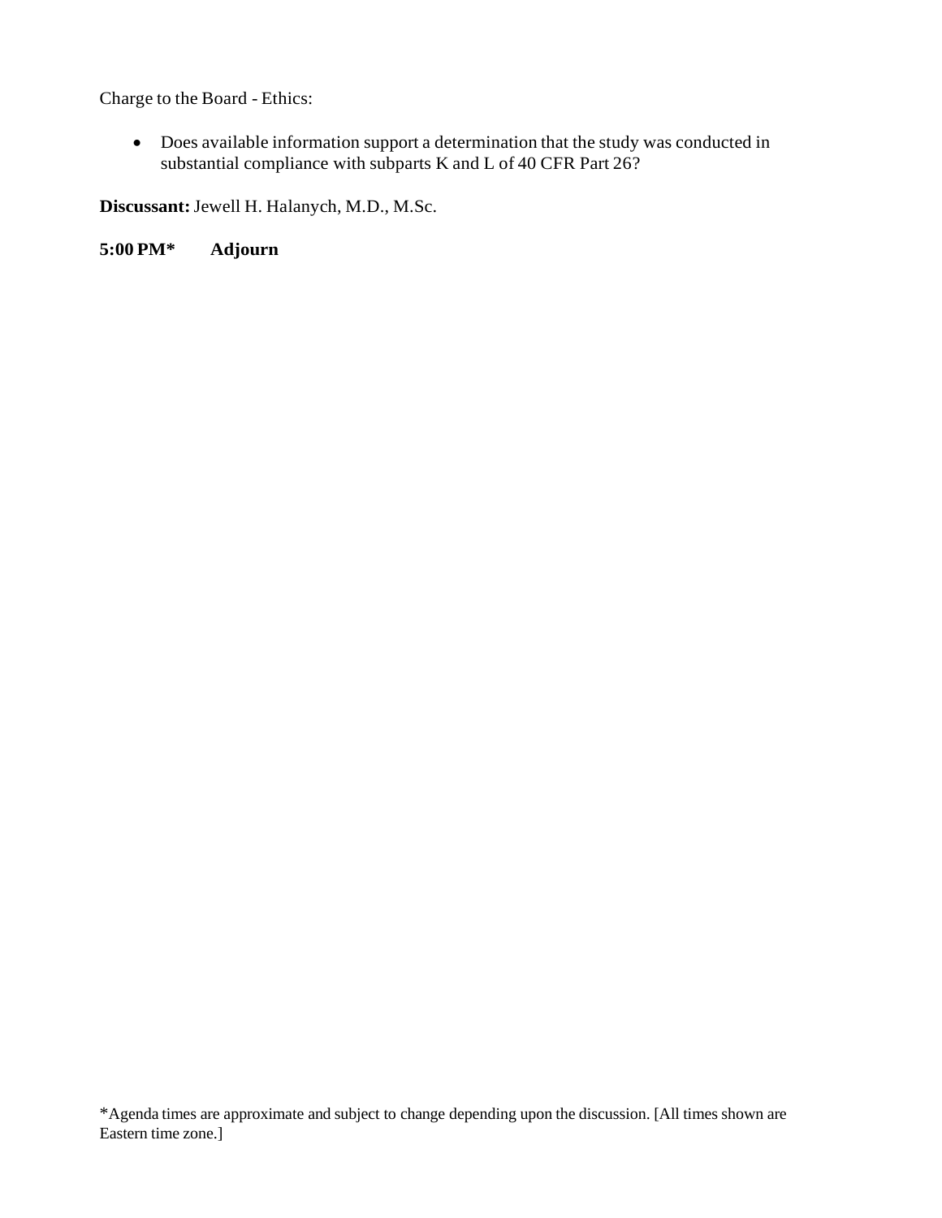Charge to the Board - Ethics:

- Does available information support a determination that the study was conducted in substantial compliance with subparts K and L of 40 CFR Part 26?

**Discussant:** Jewell H. Halanych, M.D., M.Sc.

**5:00 PM*     Adjourn**

*Agenda times are approximate and subject to change depending upon the discussion. [All times shown are Eastern time zone.]